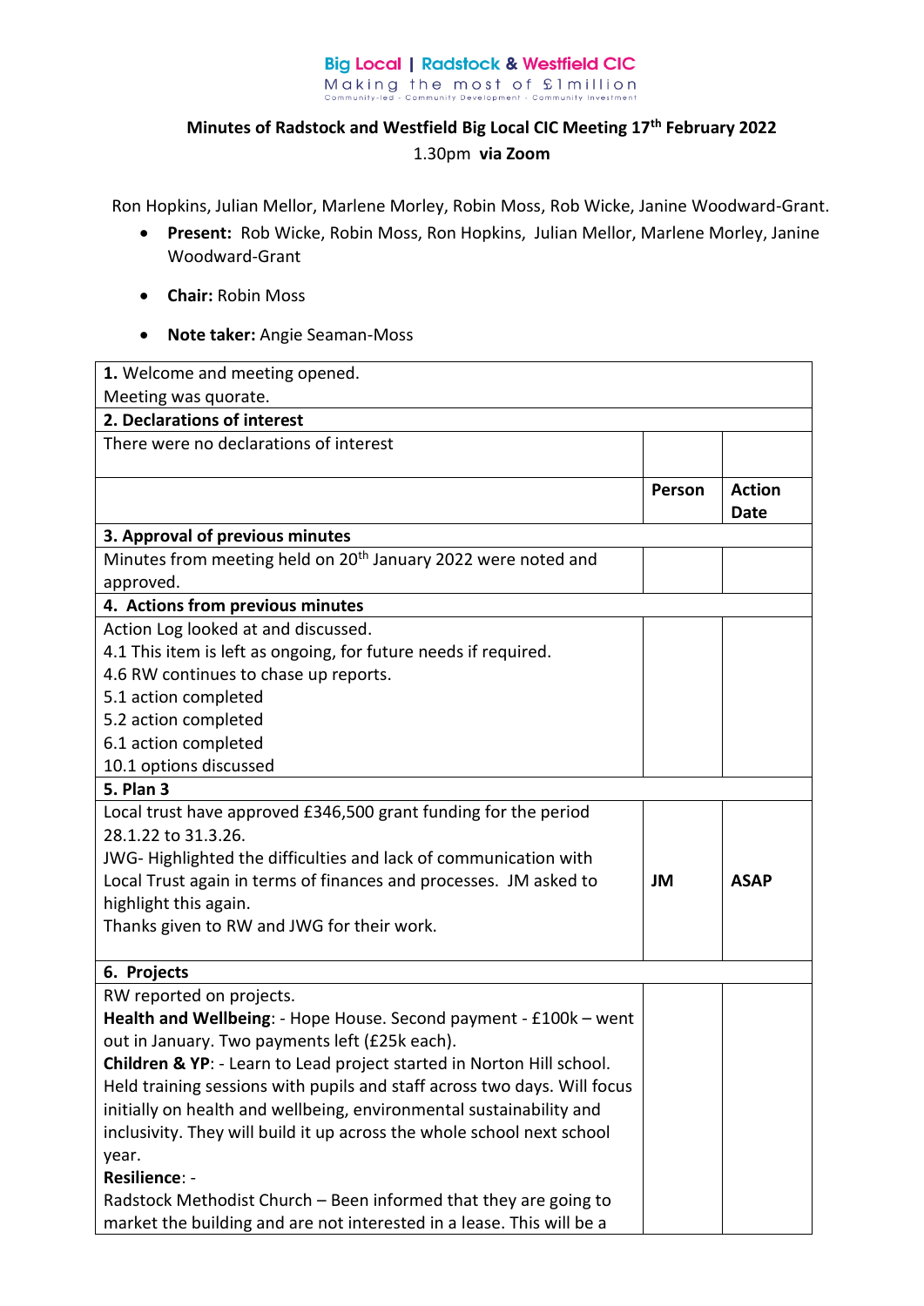Big Local | Radstock & Westfield CIC
Making the most of £1million
Community-led - Community Development - Community Investment

## Minutes of Radstock and Westfield Big Local CIC Meeting 17th February 2022

1.30pm **via Zoom**

Ron Hopkins, Julian Mellor, Marlene Morley, Robin Moss, Rob Wicke, Janine Woodward-Grant.

- **Present:** Rob Wicke, Robin Moss, Ron Hopkins, Julian Mellor, Marlene Morley, Janine Woodward-Grant
- **Chair:** Robin Moss
- **Note taker:** Angie Seaman-Moss

| | | |
|---|---|---|
| **1.** Welcome and meeting opened.<br>Meeting was quorate. | | |
| **2. Declarations of interest** | | |
| There were no declarations of interest | | |
| | **Person** | **Action Date** |
| **3. Approval of previous minutes** | | |
| Minutes from meeting held on 20th January 2022 were noted and approved. | | |
| **4. Actions from previous minutes** | | |
| Action Log looked at and discussed.<br>4.1 This item is left as ongoing, for future needs if required.<br>4.6 RW continues to chase up reports.<br>5.1 action completed<br>5.2 action completed<br>6.1 action completed<br>10.1 options discussed | | |
| **5. Plan 3** | | |
| Local trust have approved £346,500 grant funding for the period 28.1.22 to 31.3.26.<br>JWG- Highlighted the difficulties and lack of communication with Local Trust again in terms of finances and processes. JM asked to highlight this again.<br>Thanks given to RW and JWG for their work. | **JM** | **ASAP** |
| **6. Projects** | | |
| RW reported on projects.<br>**Health and Wellbeing**: - Hope House. Second payment - £100k – went out in January. Two payments left (£25k each).<br>**Children & YP**: - Learn to Lead project started in Norton Hill school. Held training sessions with pupils and staff across two days. Will focus initially on health and wellbeing, environmental sustainability and inclusivity. They will build it up across the whole school next school year.<br>**Resilience**: -<br>Radstock Methodist Church – Been informed that they are going to market the building and are not interested in a lease. This will be a | | |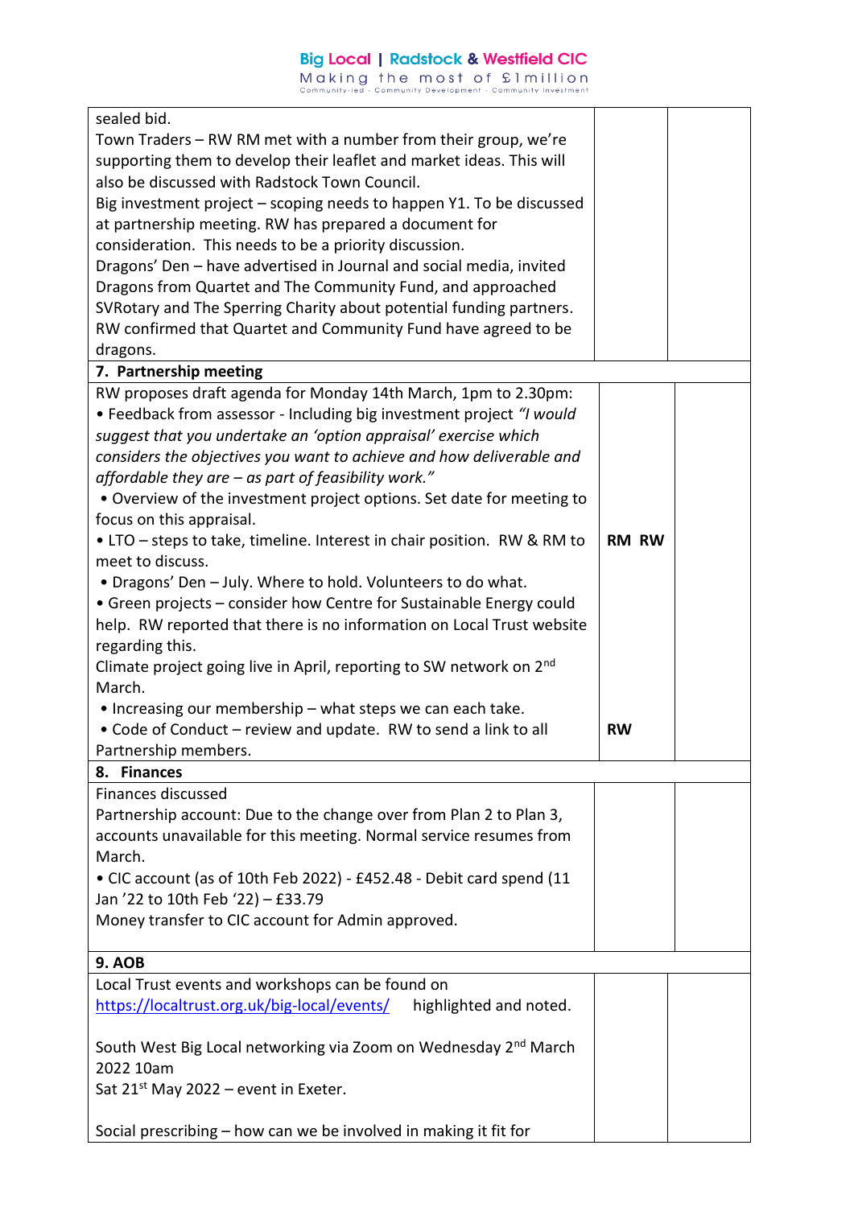| | | |
|---|---|---|
| sealed bid.<br>Town Traders – RW RM met with a number from their group, we're supporting them to develop their leaflet and market ideas. This will also be discussed with Radstock Town Council.<br>Big investment project – scoping needs to happen Y1. To be discussed at partnership meeting. RW has prepared a document for consideration. This needs to be a priority discussion.<br>Dragons' Den – have advertised in Journal and social media, invited Dragons from Quartet and The Community Fund, and approached SVRotary and The Sperring Charity about potential funding partners. RW confirmed that Quartet and Community Fund have agreed to be dragons. | | |
| **7. Partnership meeting** | | |
| RW proposes draft agenda for Monday 14th March, 1pm to 2.30pm:<br>• Feedback from assessor - Including big investment project *"I would suggest that you undertake an 'option appraisal' exercise which considers the objectives you want to achieve and how deliverable and affordable they are – as part of feasibility work."*<br>• Overview of the investment project options. Set date for meeting to focus on this appraisal.<br>• LTO – steps to take, timeline. Interest in chair position. RW & RM to meet to discuss.<br>• Dragons' Den – July. Where to hold. Volunteers to do what.<br>• Green projects – consider how Centre for Sustainable Energy could help. RW reported that there is no information on Local Trust website regarding this.<br>Climate project going live in April, reporting to SW network on 2nd March.<br>• Increasing our membership – what steps we can each take.<br>• Code of Conduct – review and update. RW to send a link to all Partnership members. | **RM RW**<br><br>**RW** | |
| **8. Finances** | | |
| Finances discussed<br>Partnership account: Due to the change over from Plan 2 to Plan 3, accounts unavailable for this meeting. Normal service resumes from March.<br>• CIC account (as of 10th Feb 2022) - £452.48 - Debit card spend (11 Jan '22 to 10th Feb '22) – £33.79<br>Money transfer to CIC account for Admin approved. | | |
| **9. AOB** | | |
| Local Trust events and workshops can be found on https://localtrust.org.uk/big-local/events/ highlighted and noted.<br><br>South West Big Local networking via Zoom on Wednesday 2nd March 2022 10am<br>Sat 21st May 2022 – event in Exeter.<br><br>Social prescribing – how can we be involved in making it fit for | | |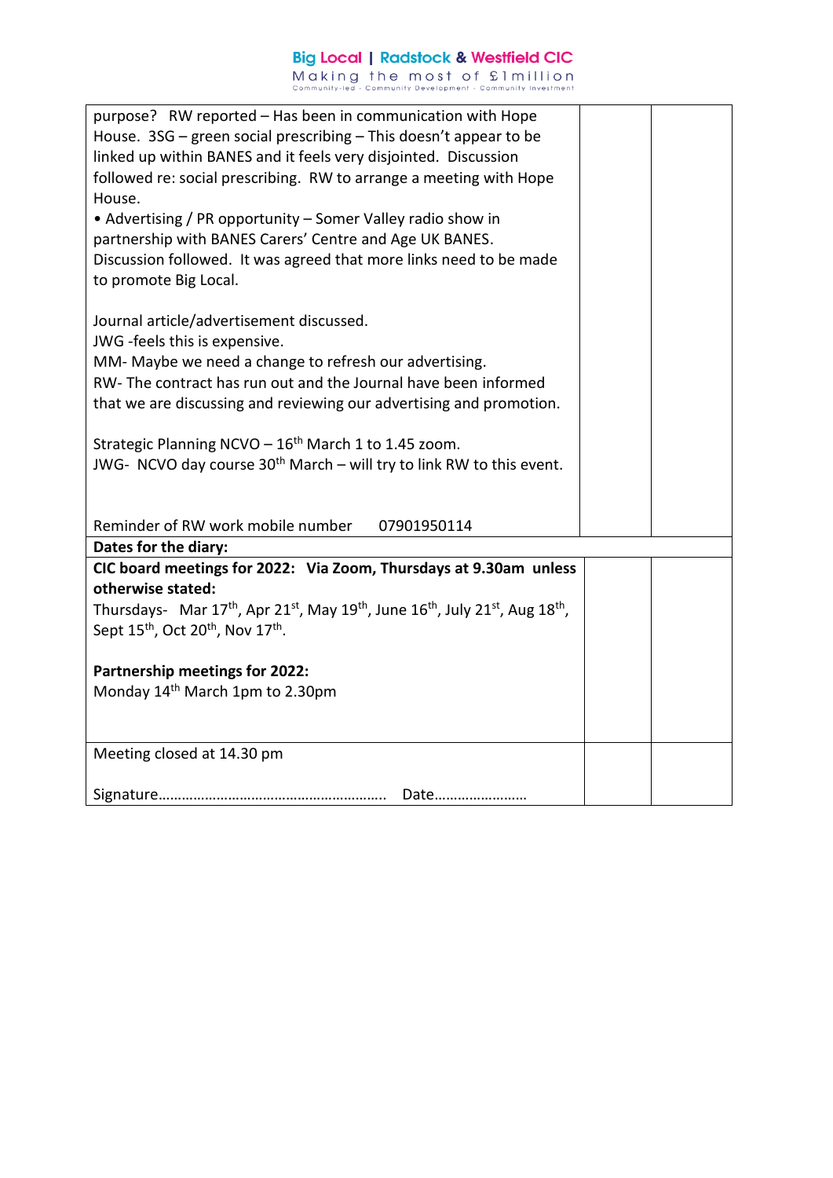| | | |
|---|---|---|
| purpose? RW reported – Has been in communication with Hope House. 3SG – green social prescribing – This doesn't appear to be linked up within BANES and it feels very disjointed. Discussion followed re: social prescribing. RW to arrange a meeting with Hope House.<br>• Advertising / PR opportunity – Somer Valley radio show in partnership with BANES Carers' Centre and Age UK BANES. Discussion followed. It was agreed that more links need to be made to promote Big Local.<br><br>Journal article/advertisement discussed.<br>JWG -feels this is expensive.<br>MM- Maybe we need a change to refresh our advertising.<br>RW- The contract has run out and the Journal have been informed that we are discussing and reviewing our advertising and promotion.<br><br>Strategic Planning NCVO – 16th March 1 to 1.45 zoom.<br>JWG- NCVO day course 30th March – will try to link RW to this event.<br><br>Reminder of RW work mobile number 07901950114 | | |
| **Dates for the diary:** | | |
| **CIC board meetings for 2022: Via Zoom, Thursdays at 9.30am unless otherwise stated:**<br>Thursdays- Mar 17th, Apr 21st, May 19th, June 16th, July 21st, Aug 18th, Sept 15th, Oct 20th, Nov 17th.<br><br>**Partnership meetings for 2022:**<br>Monday 14th March 1pm to 2.30pm | | |
| Meeting closed at 14.30 pm<br><br>Signature………………………………………………….. Date…………………… | | |